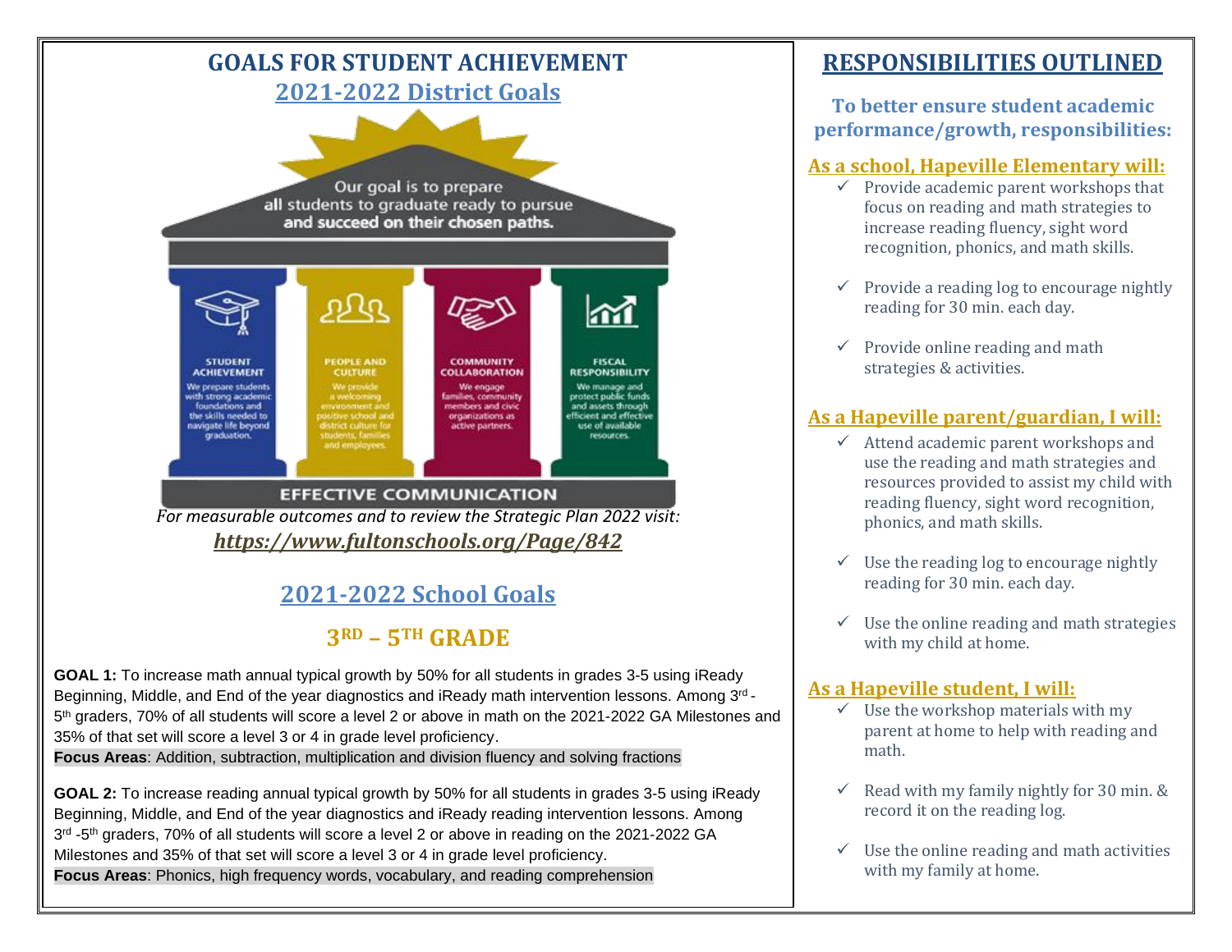# GOALS FOR STUDENT ACHIEVEMENT

## 2021-2022 District Goals

Our goal is to prepare **all** students to graduate ready to pursue and succeed on their chosen paths.

**STUDENT ACHIEVEMENT**
We prepare students with strong academic foundations and the skills needed to navigate life beyond graduation.

**PEOPLE AND CULTURE**
We provide a welcoming environment and positive school and district culture for students, families and employees.

**COMMUNITY COLLABORATION**
We engage families, community members and civic organizations as active partners.

**FISCAL RESPONSIBILITY**
We manage and protect public funds and assets through efficient and effective use of available resources.

**EFFECTIVE COMMUNICATION**

*For measurable outcomes and to review the Strategic Plan 2022 visit:*
***https://www.fultonschools.org/Page/842***

## 2021-2022 School Goals

### 3RD – 5TH GRADE

**GOAL 1:** To increase math annual typical growth by 50% for all students in grades 3-5 using iReady Beginning, Middle, and End of the year diagnostics and iReady math intervention lessons. Among 3rd - 5th graders, 70% of all students will score a level 2 or above in math on the 2021-2022 GA Milestones and 35% of that set will score a level 3 or 4 in grade level proficiency.
**Focus Areas**: Addition, subtraction, multiplication and division fluency and solving fractions

**GOAL 2:** To increase reading annual typical growth by 50% for all students in grades 3-5 using iReady Beginning, Middle, and End of the year diagnostics and iReady reading intervention lessons. Among 3rd -5th graders, 70% of all students will score a level 2 or above in reading on the 2021-2022 GA Milestones and 35% of that set will score a level 3 or 4 in grade level proficiency.
**Focus Areas**: Phonics, high frequency words, vocabulary, and reading comprehension

# RESPONSIBILITIES OUTLINED

**To better ensure student academic performance/growth, responsibilities:**

### As a school, Hapeville Elementary will:

- ✓ Provide academic parent workshops that focus on reading and math strategies to increase reading fluency, sight word recognition, phonics, and math skills.
- ✓ Provide a reading log to encourage nightly reading for 30 min. each day.
- ✓ Provide online reading and math strategies & activities.

### As a Hapeville parent/guardian, I will:

- ✓ Attend academic parent workshops and use the reading and math strategies and resources provided to assist my child with reading fluency, sight word recognition, phonics, and math skills.
- ✓ Use the reading log to encourage nightly reading for 30 min. each day.
- ✓ Use the online reading and math strategies with my child at home.

### As a Hapeville student, I will:

- ✓ Use the workshop materials with my parent at home to help with reading and math.
- ✓ Read with my family nightly for 30 min. & record it on the reading log.
- ✓ Use the online reading and math activities with my family at home.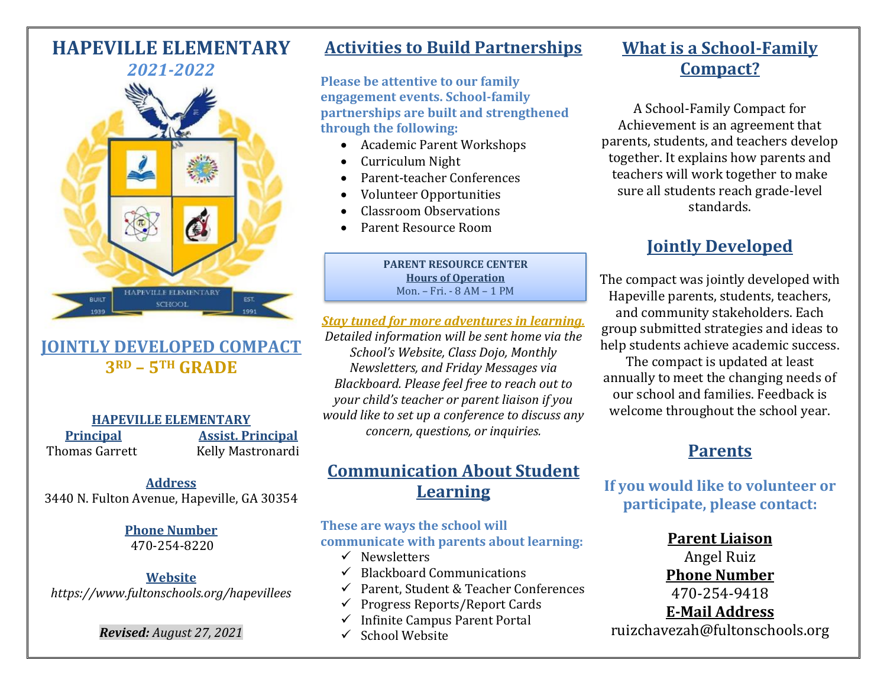# HAPEVILLE ELEMENTARY

*2021-2022*

## JOINTLY DEVELOPED COMPACT

**3RD – 5TH GRADE**

**HAPEVILLE ELEMENTARY**

**Principal**
Thomas Garrett

**Assist. Principal**
Kelly Mastronardi

**Address**
3440 N. Fulton Avenue, Hapeville, GA 30354

**Phone Number**
470-254-8220

**Website**
*https://www.fultonschools.org/hapevillees*

***Revised:*** *August 27, 2021*

## Activities to Build Partnerships

**Please be attentive to our family engagement events. School-family partnerships are built and strengthened through the following:**

- Academic Parent Workshops
- Curriculum Night
- Parent-teacher Conferences
- Volunteer Opportunities
- Classroom Observations
- Parent Resource Room

**PARENT RESOURCE CENTER**
**Hours of Operation**
Mon. – Fri. - 8 AM – 1 PM

***Stay tuned for more adventures in learning.***
*Detailed information will be sent home via the School's Website, Class Dojo, Monthly Newsletters, and Friday Messages via Blackboard. Please feel free to reach out to your child's teacher or parent liaison if you would like to set up a conference to discuss any concern, questions, or inquiries.*

## Communication About Student Learning

**These are ways the school will communicate with parents about learning:**

- ✓ Newsletters
- ✓ Blackboard Communications
- ✓ Parent, Student & Teacher Conferences
- ✓ Progress Reports/Report Cards
- ✓ Infinite Campus Parent Portal
- ✓ School Website

## What is a School-Family Compact?

A School-Family Compact for Achievement is an agreement that parents, students, and teachers develop together. It explains how parents and teachers will work together to make sure all students reach grade-level standards.

## Jointly Developed

The compact was jointly developed with Hapeville parents, students, teachers, and community stakeholders. Each group submitted strategies and ideas to help students achieve academic success. The compact is updated at least annually to meet the changing needs of our school and families. Feedback is welcome throughout the school year.

## Parents

**If you would like to volunteer or participate, please contact:**

**Parent Liaison**
Angel Ruiz

**Phone Number**
470-254-9418

**E-Mail Address**
ruizchavezah@fultonschools.org